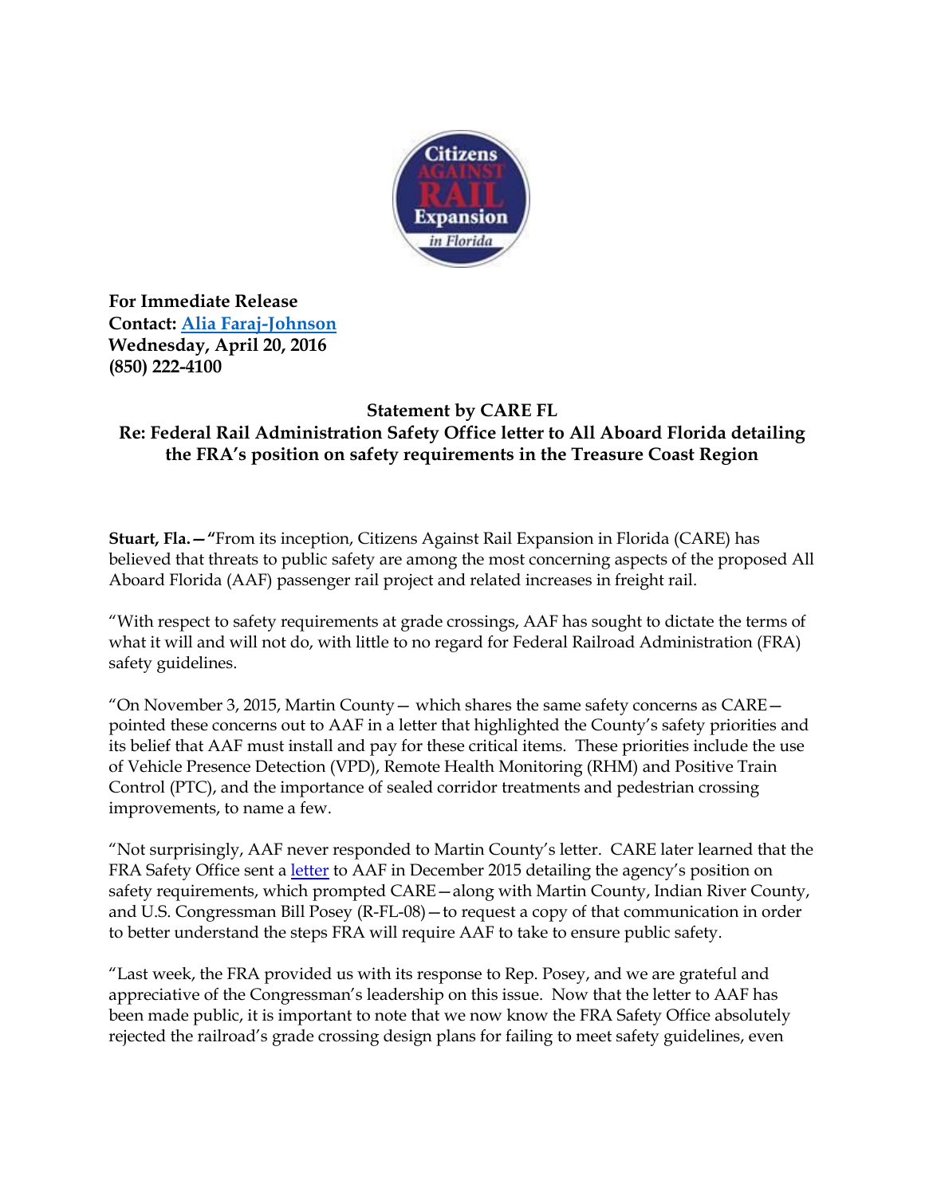**For Immediate Release**
**Contact: Alia Faraj-Johnson**
**Wednesday, April 20, 2016**
**(850) 222-4100**

**Statement by CARE FL**
**Re: Federal Rail Administration Safety Office letter to All Aboard Florida detailing the FRA's position on safety requirements in the Treasure Coast Region**

**Stuart, Fla.—"**From its inception, Citizens Against Rail Expansion in Florida (CARE) has believed that threats to public safety are among the most concerning aspects of the proposed All Aboard Florida (AAF) passenger rail project and related increases in freight rail.

"With respect to safety requirements at grade crossings, AAF has sought to dictate the terms of what it will and will not do, with little to no regard for Federal Railroad Administration (FRA) safety guidelines.

"On November 3, 2015, Martin County— which shares the same safety concerns as CARE—pointed these concerns out to AAF in a letter that highlighted the County's safety priorities and its belief that AAF must install and pay for these critical items. These priorities include the use of Vehicle Presence Detection (VPD), Remote Health Monitoring (RHM) and Positive Train Control (PTC), and the importance of sealed corridor treatments and pedestrian crossing improvements, to name a few.

"Not surprisingly, AAF never responded to Martin County's letter. CARE later learned that the FRA Safety Office sent a letter to AAF in December 2015 detailing the agency's position on safety requirements, which prompted CARE—along with Martin County, Indian River County, and U.S. Congressman Bill Posey (R-FL-08)—to request a copy of that communication in order to better understand the steps FRA will require AAF to take to ensure public safety.

"Last week, the FRA provided us with its response to Rep. Posey, and we are grateful and appreciative of the Congressman's leadership on this issue. Now that the letter to AAF has been made public, it is important to note that we now know the FRA Safety Office absolutely rejected the railroad's grade crossing design plans for failing to meet safety guidelines, even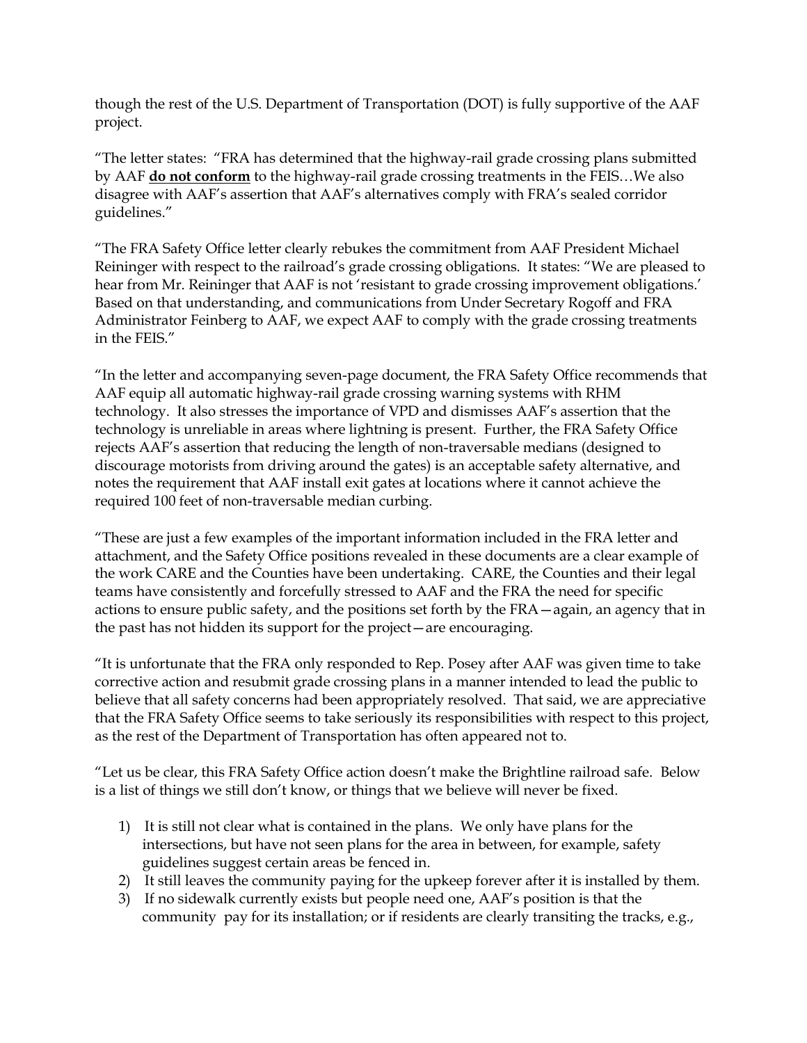though the rest of the U.S. Department of Transportation (DOT) is fully supportive of the AAF project.

"The letter states: "FRA has determined that the highway-rail grade crossing plans submitted by AAF **do not conform** to the highway-rail grade crossing treatments in the FEIS…We also disagree with AAF's assertion that AAF's alternatives comply with FRA's sealed corridor guidelines."

"The FRA Safety Office letter clearly rebukes the commitment from AAF President Michael Reininger with respect to the railroad's grade crossing obligations. It states: "We are pleased to hear from Mr. Reininger that AAF is not 'resistant to grade crossing improvement obligations.' Based on that understanding, and communications from Under Secretary Rogoff and FRA Administrator Feinberg to AAF, we expect AAF to comply with the grade crossing treatments in the FEIS."

"In the letter and accompanying seven-page document, the FRA Safety Office recommends that AAF equip all automatic highway-rail grade crossing warning systems with RHM technology. It also stresses the importance of VPD and dismisses AAF's assertion that the technology is unreliable in areas where lightning is present. Further, the FRA Safety Office rejects AAF's assertion that reducing the length of non-traversable medians (designed to discourage motorists from driving around the gates) is an acceptable safety alternative, and notes the requirement that AAF install exit gates at locations where it cannot achieve the required 100 feet of non-traversable median curbing.

"These are just a few examples of the important information included in the FRA letter and attachment, and the Safety Office positions revealed in these documents are a clear example of the work CARE and the Counties have been undertaking. CARE, the Counties and their legal teams have consistently and forcefully stressed to AAF and the FRA the need for specific actions to ensure public safety, and the positions set forth by the FRA—again, an agency that in the past has not hidden its support for the project—are encouraging.

"It is unfortunate that the FRA only responded to Rep. Posey after AAF was given time to take corrective action and resubmit grade crossing plans in a manner intended to lead the public to believe that all safety concerns had been appropriately resolved. That said, we are appreciative that the FRA Safety Office seems to take seriously its responsibilities with respect to this project, as the rest of the Department of Transportation has often appeared not to.

"Let us be clear, this FRA Safety Office action doesn't make the Brightline railroad safe. Below is a list of things we still don't know, or things that we believe will never be fixed.

1) It is still not clear what is contained in the plans. We only have plans for the intersections, but have not seen plans for the area in between, for example, safety guidelines suggest certain areas be fenced in.
2) It still leaves the community paying for the upkeep forever after it is installed by them.
3) If no sidewalk currently exists but people need one, AAF's position is that the community pay for its installation; or if residents are clearly transiting the tracks, e.g.,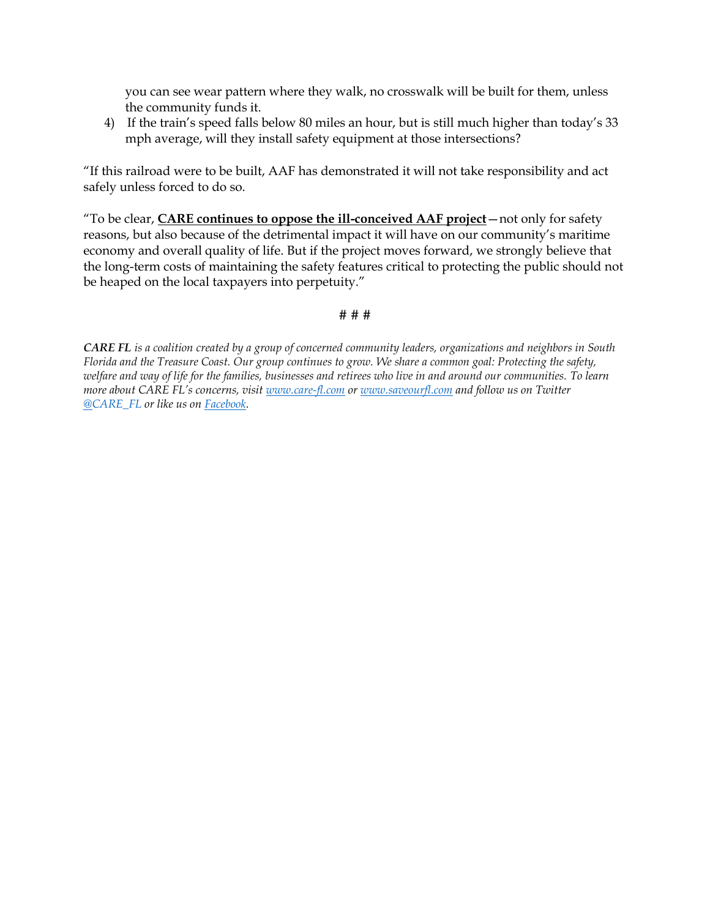you can see wear pattern where they walk, no crosswalk will be built for them, unless the community funds it.

4) If the train's speed falls below 80 miles an hour, but is still much higher than today's 33 mph average, will they install safety equipment at those intersections?

"If this railroad were to be built, AAF has demonstrated it will not take responsibility and act safely unless forced to do so.

"To be clear, **CARE continues to oppose the ill-conceived AAF project**—not only for safety reasons, but also because of the detrimental impact it will have on our community's maritime economy and overall quality of life. But if the project moves forward, we strongly believe that the long-term costs of maintaining the safety features critical to protecting the public should not be heaped on the local taxpayers into perpetuity."

# # #

***CARE FL*** *is a coalition created by a group of concerned community leaders, organizations and neighbors in South Florida and the Treasure Coast. Our group continues to grow. We share a common goal: Protecting the safety, welfare and way of life for the families, businesses and retirees who live in and around our communities. To learn more about CARE FL's concerns, visit [www.care-fl.com](www.care-fl.com) or [www.saveourfl.com](www.saveourfl.com) and follow us on Twitter @CARE_FL or like us on Facebook.*